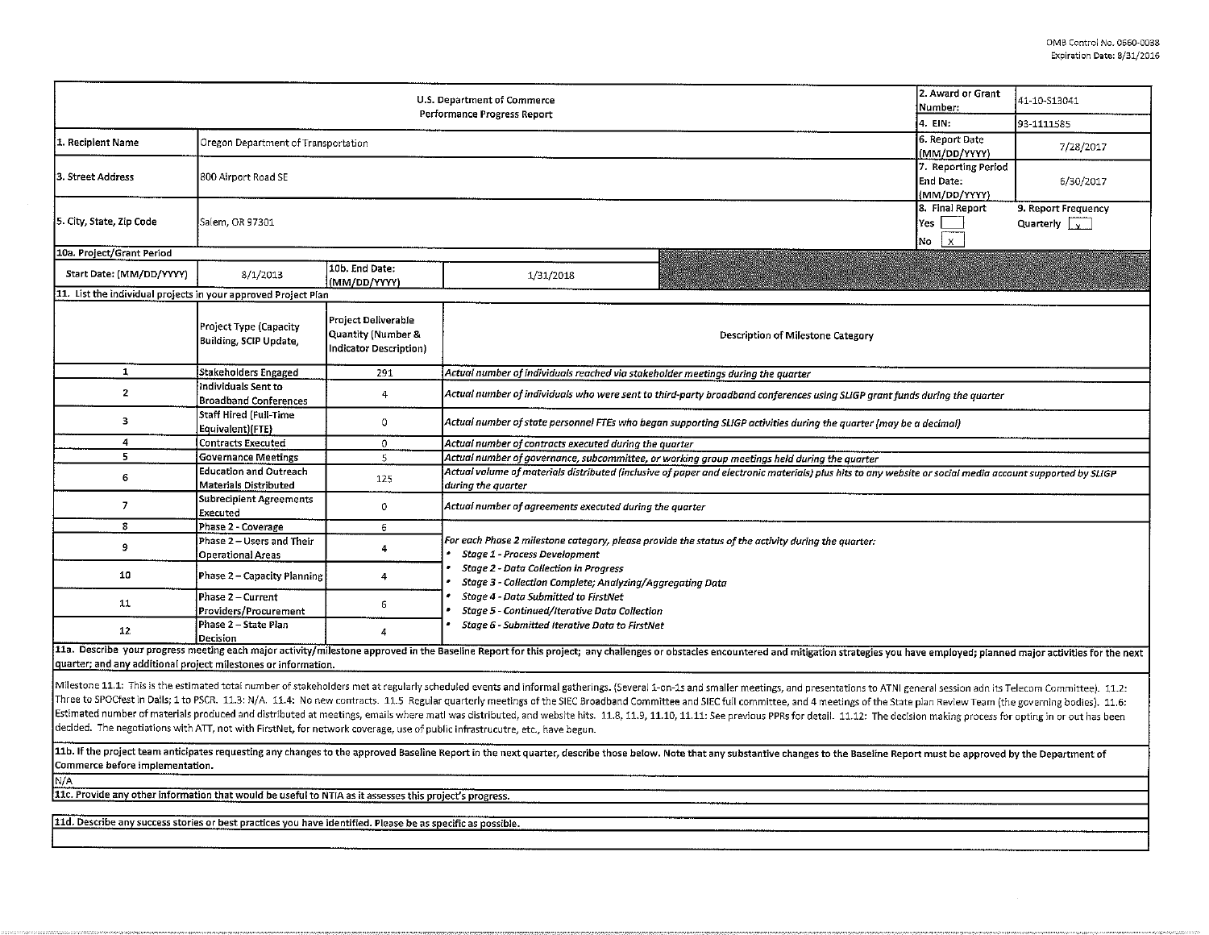OMB Control No. 0660-0038
Expiration Date: 8/31/2016

| U.S. Department of Commerce<br>Performance Progress Report | | 2. Award or Grant Number: | 41-10-S13041 |
|---|---|---|---|
| | | 4. EIN: | 93-1111585 |
| 1. Recipient Name | Oregon Department of Transportation | 6. Report Date (MM/DD/YYYY) | 7/28/2017 |
| 3. Street Address | 800 Airport Road SE | 7. Reporting Period End Date: (MM/DD/YYYY) | 6/30/2017 |
| 5. City, State, Zip Code | Salem, OR 97301 | 8. Final Report<br>Yes [ ]<br>No [X] | 9. Report Frequency<br>Quarterly [X] |

| 10a. Project/Grant Period | | | |
|---|---|---|---|
| Start Date: (MM/DD/YYYY) | 8/1/2013 | 10b. End Date: (MM/DD/YYYY) | 1/31/2018 |

11. List the individual projects in your approved Project Plan

| | Project Type (Capacity Building, SCIP Update, | Project Deliverable Quantity (Number & Indicator Description) | Description of Milestone Category |
|---|---|---|---|
| 1 | Stakeholders Engaged | 291 | *Actual number of individuals reached via stakeholder meetings during the quarter* |
| 2 | Individuals Sent to Broadband Conferences | 4 | *Actual number of individuals who were sent to third-party broadband conferences using SLIGP grant funds during the quarter* |
| 3 | Staff Hired (Full-Time Equivalent)(FTE) | 0 | *Actual number of state personnel FTEs who began supporting SLIGP activities during the quarter (may be a decimal)* |
| 4 | Contracts Executed | 0 | *Actual number of contracts executed during the quarter* |
| 5 | Governance Meetings | 5 | *Actual number of governance, subcommittee, or working group meetings held during the quarter* |
| 6 | Education and Outreach Materials Distributed | 125 | *Actual volume of materials distributed (inclusive of paper and electronic materials) plus hits to any website or social media account supported by SLIGP during the quarter* |
| 7 | Subrecipient Agreements Executed | 0 | *Actual number of agreements executed during the quarter* |
| 8 | Phase 2 - Coverage | 6 | *For each Phase 2 milestone category, please provide the status of the activity during the quarter:*<br>• *Stage 1 - Process Development*<br>• *Stage 2 - Data Collection in Progress*<br>• *Stage 3 - Collection Complete; Analyzing/Aggregating Data*<br>• *Stage 4 - Data Submitted to FirstNet*<br>• *Stage 5 - Continued/Iterative Data Collection*<br>• *Stage 6 - Submitted Iterative Data to FirstNet* |
| 9 | Phase 2 – Users and Their Operational Areas | 4 | |
| 10 | Phase 2 – Capacity Planning | 4 | |
| 11 | Phase 2 – Current Providers/Procurement | 6 | |
| 12 | Phase 2 – State Plan Decision | 4 | |

**11a. Describe your progress meeting each major activity/milestone approved in the Baseline Report for this project; any challenges or obstacles encountered and mitigation strategies you have employed; planned major activities for the next quarter; and any additional project milestones or information.**

Milestone 11.1: This is the estimated total number of stakeholders met at regularly scheduled events and informal gatherings. (Several 1-on-1s and smaller meetings, and presentations to ATNI general session adn its Telecom Committee). 11.2: Three to SPOCfest in Dalls; 1 to PSCR. 11.3: N/A. 11.4: No new contracts. 11.5 Regular quarterly meetings of the SIEC Broadband Committee and SIEC full committee, and 4 meetings of the State plan Review Team (the governing bodies). 11.6: Estimated number of materials produced and distributed at meetings, emails where matl was distributed, and website hits. 11.8, 11.9, 11.10, 11.11: See previous PPRs for detail. 11.12: The decision making process for opting in or out has been decided. The negotiations with ATT, not with FirstNet, for network coverage, use of public infrastrucutre, etc., have begun.

**11b. If the project team anticipates requesting any changes to the approved Baseline Report in the next quarter, describe those below. Note that any substantive changes to the Baseline Report must be approved by the Department of Commerce before implementation.**

N/A

**11c. Provide any other information that would be useful to NTIA as it assesses this project's progress.**

**11d. Describe any success stories or best practices you have identified. Please be as specific as possible.**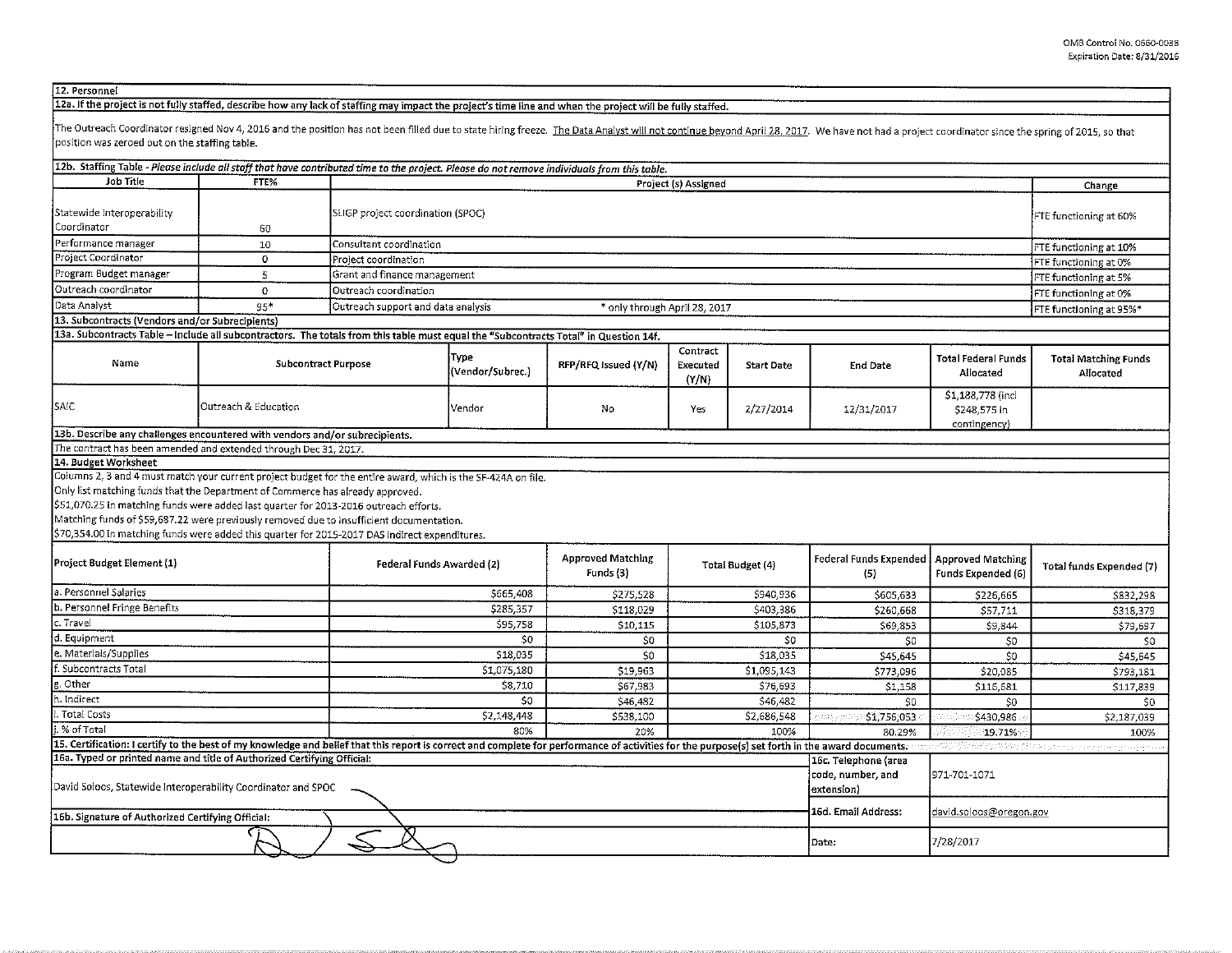OMB Control No. 0660-0038
Expiration Date: 8/31/2016

## 12. Personnel

**12a. If the project is not fully staffed, describe how any lack of staffing may impact the project's time line and when the project will be fully staffed.**

The Outreach Coordinator resigned Nov 4, 2016 and the position has not been filled due to state hiring freeze. The Data Analyst will not continue beyond April 28, 2017. We have not had a project coordinator since the spring of 2015, so that position was zeroed out on the staffing table.

**12b. Staffing Table** - *Please include all staff that have contributed time to the project. Please do not remove individuals from this table.*

| Job Title | FTE% | Project (s) Assigned | | Change |
|---|---|---|---|---|
| Statewide Interoperability Coordinator | 60 | SLIGP project coordination (SPOC) | | FTE functioning at 60% |
| Performance manager | 10 | Consultant coordination | | FTE functioning at 10% |
| Project Coordinator | 0 | Project coordination | | FTE functioning at 0% |
| Program Budget manager | 5 | Grant and finance management | | FTE functioning at 5% |
| Outreach coordinator | 0 | Outreach coordination | | FTE functioning at 0% |
| Data Analyst | 95* | Outreach support and data analysis | * only through April 28, 2017 | FTE functioning at 95%* |

## 13. Subcontracts (Vendors and/or Subrecipients)

**13a. Subcontracts Table – Include all subcontractors. The totals from this table must equal the "Subcontracts Total" in Question 14f.**

| Name | Subcontract Purpose | Type (Vendor/Subrec.) | RFP/RFQ Issued (Y/N) | Contract Executed (Y/N) | Start Date | End Date | Total Federal Funds Allocated | Total Matching Funds Allocated |
|---|---|---|---|---|---|---|---|---|
| SAIC | Outreach & Education | Vendor | No | Yes | 2/27/2014 | 12/31/2017 | $1,188,778 (incl $248,575 in contingency) | |

**13b. Describe any challenges encountered with vendors and/or subrecipients.**

The contract has been amended and extended through Dec 31, 2017.

## 14. Budget Worksheet

Columns 2, 3 and 4 must match your current project budget for the entire award, which is the SF-424A on file.
Only list matching funds that the Department of Commerce has already approved.
$51,070.25 in matching funds were added last quarter for 2013-2016 outreach efforts.
Matching funds of $59,687.22 were previously removed due to insufficient documentation.
$70,354.00 in matching funds were added this quarter for 2015-2017 DAS indirect expenditures.

| Project Budget Element (1) | Federal Funds Awarded (2) | Approved Matching Funds (3) | Total Budget (4) | Federal Funds Expended (5) | Approved Matching Funds Expended (6) | Total funds Expended (7) |
|---|---|---|---|---|---|---|
| a. Personnel Salaries | $665,408 | $275,528 | $940,936 | $605,633 | $226,665 | $832,298 |
| b. Personnel Fringe Benefits | $285,357 | $118,029 | $403,386 | $260,668 | $57,711 | $318,379 |
| c. Travel | $95,758 | $10,115 | $105,873 | $69,853 | $9,844 | $79,697 |
| d. Equipment | $0 | $0 | $0 | $0 | $0 | $0 |
| e. Materials/Supplies | $18,035 | $0 | $18,035 | $45,645 | $0 | $45,645 |
| f. Subcontracts Total | $1,075,180 | $19,963 | $1,095,143 | $773,096 | $20,085 | $793,181 |
| g. Other | $8,710 | $67,983 | $76,693 | $1,158 | $116,681 | $117,839 |
| h. Indirect | $0 | $46,482 | $46,482 | $0 | $0 | $0 |
| i. Total Costs | $2,148,448 | $538,100 | $2,686,548 | $1,756,053 | $430,986 | $2,187,039 |
| j. % of Total | 80% | 20% | 100% | 80.29% | 19.71% | 100% |

**15. Certification: I certify to the best of my knowledge and belief that this report is correct and complete for performance of activities for the purpose(s) set forth in the award documents.**

| | | |
|---|---|---|
| **16a. Typed or printed name and title of Authorized Certifying Official:** David Soloos, Statewide Interoperability Coordinator and SPOC | 16c. Telephone (area code, number, and extension) | 971-701-1071 |
| **16b. Signature of Authorized Certifying Official:** | 16d. Email Address: | david.soloos@oregon.gov |
| | Date: | 7/28/2017 |